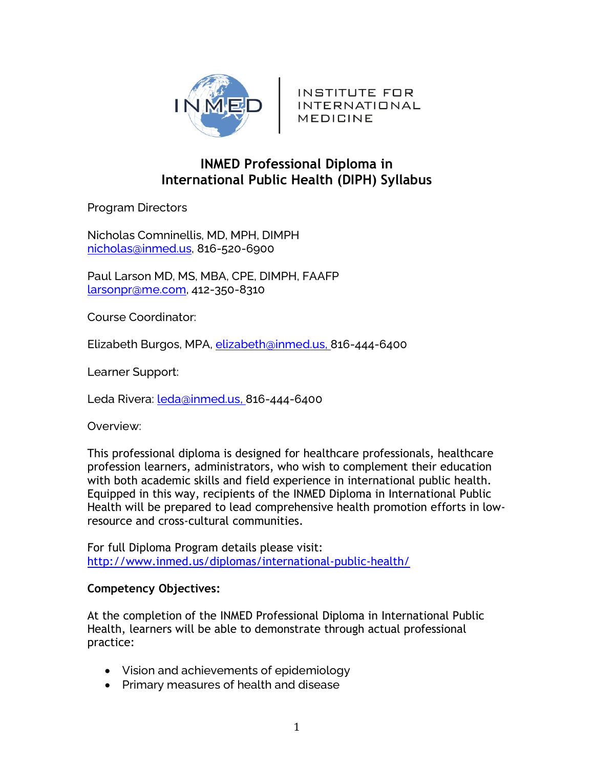INMED | INSTITUTE FOR INTERNATIONAL MEDICINE

# INMED Professional Diploma in International Public Health (DIPH) Syllabus

Program Directors

Nicholas Comninellis, MD, MPH, DIMPH
nicholas@inmed.us, 816-520-6900

Paul Larson MD, MS, MBA, CPE, DIMPH, FAAFP
larsonpr@me.com, 412-350-8310

Course Coordinator:

Elizabeth Burgos, MPA, elizabeth@inmed.us, 816-444-6400

Learner Support:

Leda Rivera: leda@inmed.us, 816-444-6400

Overview:

This professional diploma is designed for healthcare professionals, healthcare profession learners, administrators, who wish to complement their education with both academic skills and field experience in international public health. Equipped in this way, recipients of the INMED Diploma in International Public Health will be prepared to lead comprehensive health promotion efforts in low-resource and cross-cultural communities.

For full Diploma Program details please visit:
http://www.inmed.us/diplomas/international-public-health/

**Competency Objectives:**

At the completion of the INMED Professional Diploma in International Public Health, learners will be able to demonstrate through actual professional practice:

- Vision and achievements of epidemiology
- Primary measures of health and disease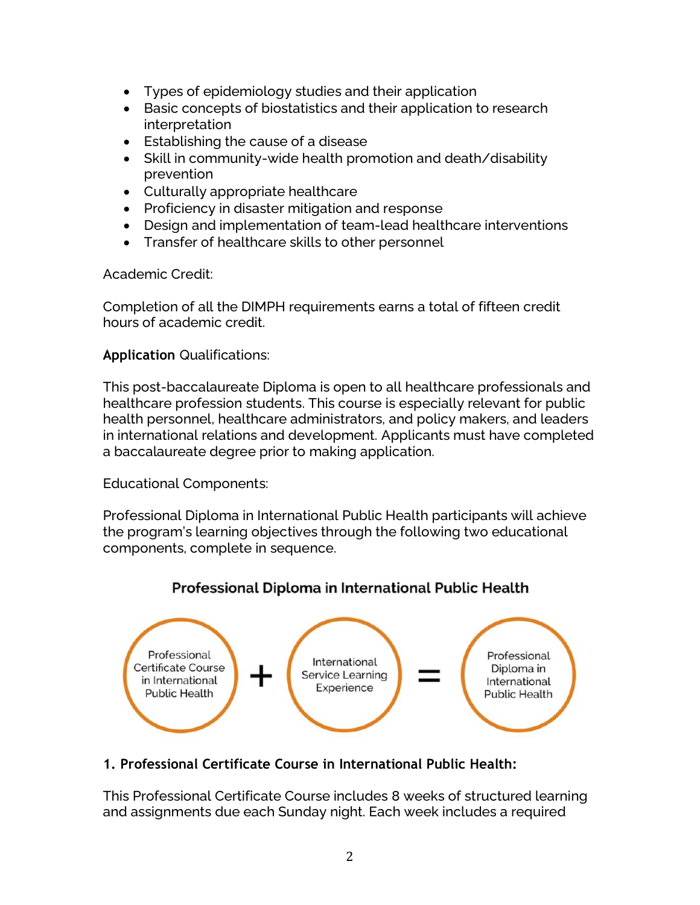- Types of epidemiology studies and their application
- Basic concepts of biostatistics and their application to research interpretation
- Establishing the cause of a disease
- Skill in community-wide health promotion and death/disability prevention
- Culturally appropriate healthcare
- Proficiency in disaster mitigation and response
- Design and implementation of team-lead healthcare interventions
- Transfer of healthcare skills to other personnel

Academic Credit:

Completion of all the DIMPH requirements earns a total of fifteen credit hours of academic credit.

**Application** Qualifications:

This post-baccalaureate Diploma is open to all healthcare professionals and healthcare profession students. This course is especially relevant for public health personnel, healthcare administrators, and policy makers, and leaders in international relations and development. Applicants must have completed a baccalaureate degree prior to making application.

Educational Components:

Professional Diploma in International Public Health participants will achieve the program's learning objectives through the following two educational components, complete in sequence.

**Professional Diploma in International Public Health**

Professional Certificate Course in International Public Health + International Service Learning Experience = Professional Diploma in International Public Health

**1. Professional Certificate Course in International Public Health:**

This Professional Certificate Course includes 8 weeks of structured learning and assignments due each Sunday night. Each week includes a required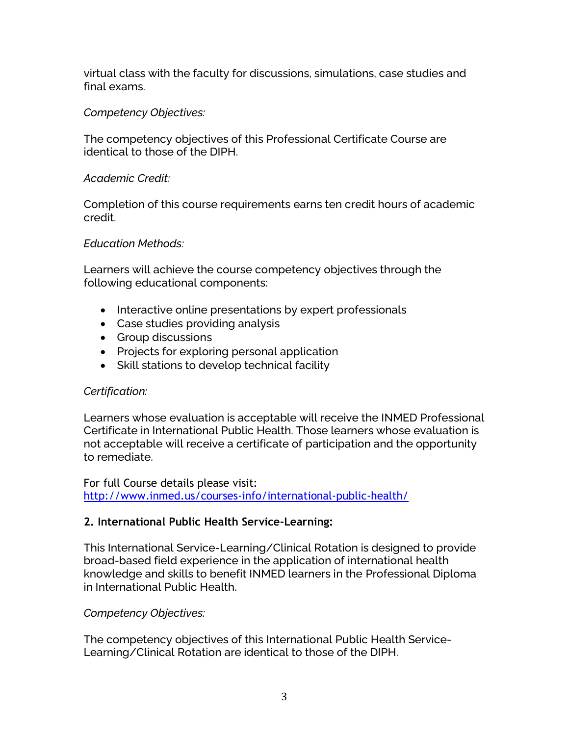virtual class with the faculty for discussions, simulations, case studies and final exams.

*Competency Objectives:*

The competency objectives of this Professional Certificate Course are identical to those of the DIPH.

*Academic Credit:*

Completion of this course requirements earns ten credit hours of academic credit.

*Education Methods:*

Learners will achieve the course competency objectives through the following educational components:

- Interactive online presentations by expert professionals
- Case studies providing analysis
- Group discussions
- Projects for exploring personal application
- Skill stations to develop technical facility

*Certification:*

Learners whose evaluation is acceptable will receive the INMED Professional Certificate in International Public Health. Those learners whose evaluation is not acceptable will receive a certificate of participation and the opportunity to remediate.

For full Course details please visit:
http://www.inmed.us/courses-info/international-public-health/

**2. International Public Health Service-Learning:**

This International Service-Learning/Clinical Rotation is designed to provide broad-based field experience in the application of international health knowledge and skills to benefit INMED learners in the Professional Diploma in International Public Health.

*Competency Objectives:*

The competency objectives of this International Public Health Service-Learning/Clinical Rotation are identical to those of the DIPH.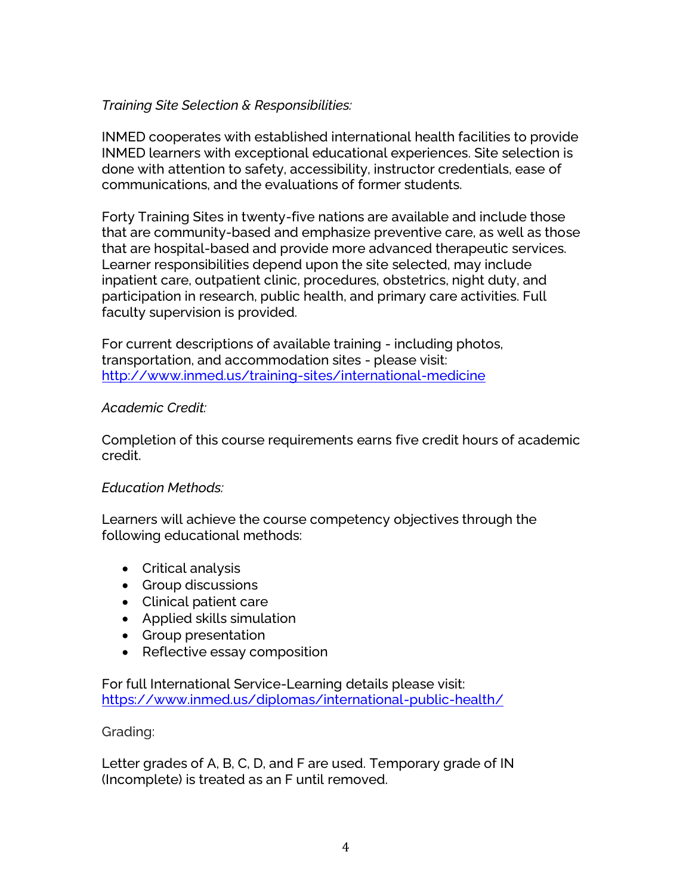*Training Site Selection & Responsibilities:*

INMED cooperates with established international health facilities to provide INMED learners with exceptional educational experiences. Site selection is done with attention to safety, accessibility, instructor credentials, ease of communications, and the evaluations of former students.

Forty Training Sites in twenty-five nations are available and include those that are community-based and emphasize preventive care, as well as those that are hospital-based and provide more advanced therapeutic services. Learner responsibilities depend upon the site selected, may include inpatient care, outpatient clinic, procedures, obstetrics, night duty, and participation in research, public health, and primary care activities. Full faculty supervision is provided.

For current descriptions of available training - including photos, transportation, and accommodation sites - please visit: [http://www.inmed.us/training-sites/international-medicine](http://www.inmed.us/training-sites/international-medicine)

*Academic Credit:*

Completion of this course requirements earns five credit hours of academic credit.

*Education Methods:*

Learners will achieve the course competency objectives through the following educational methods:

- Critical analysis
- Group discussions
- Clinical patient care
- Applied skills simulation
- Group presentation
- Reflective essay composition

For full International Service-Learning details please visit: [https://www.inmed.us/diplomas/international-public-health/](https://www.inmed.us/diplomas/international-public-health/)

Grading:

Letter grades of A, B, C, D, and F are used. Temporary grade of IN (Incomplete) is treated as an F until removed.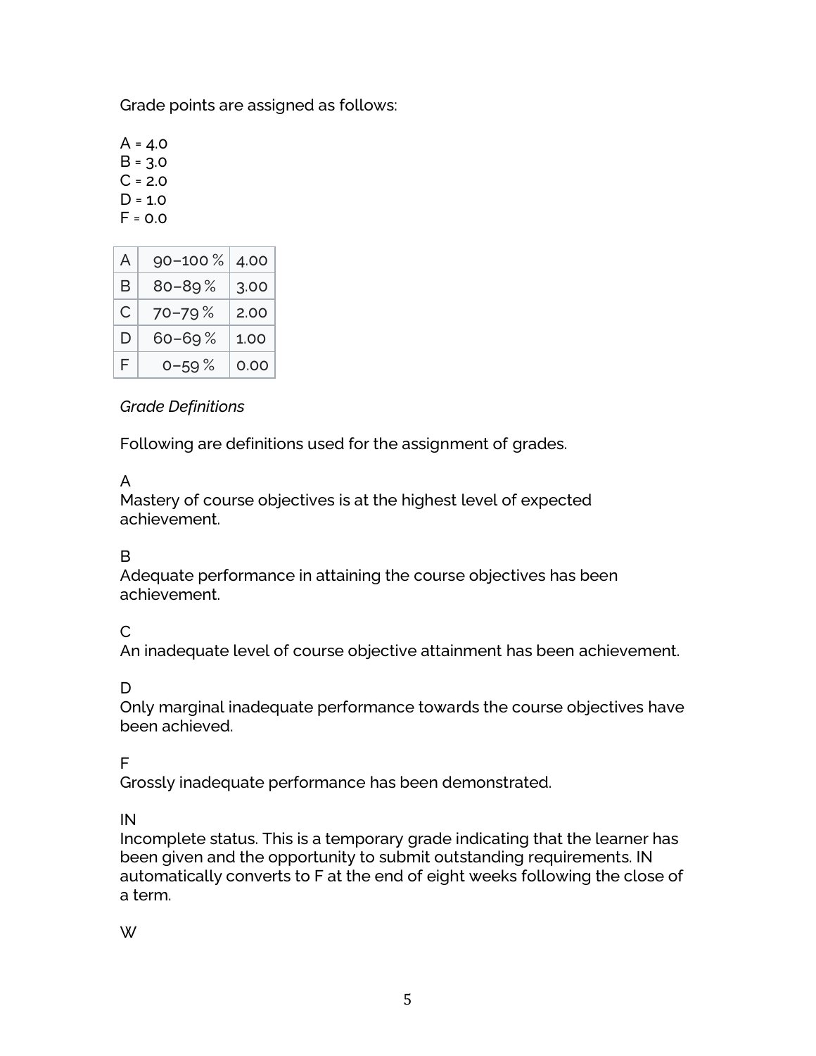Grade points are assigned as follows:

A = 4.0
B = 3.0
C = 2.0
D = 1.0
F = 0.0

| A | 90–100 % | 4.00 |
|---|---|---|
| B | 80–89 % | 3.00 |
| C | 70–79 % | 2.00 |
| D | 60–69 % | 1.00 |
| F | 0–59 % | 0.00 |

*Grade Definitions*

Following are definitions used for the assignment of grades.

A
Mastery of course objectives is at the highest level of expected achievement.

B
Adequate performance in attaining the course objectives has been achievement.

C
An inadequate level of course objective attainment has been achievement.

D
Only marginal inadequate performance towards the course objectives have been achieved.

F
Grossly inadequate performance has been demonstrated.

IN
Incomplete status. This is a temporary grade indicating that the learner has been given and the opportunity to submit outstanding requirements. IN automatically converts to F at the end of eight weeks following the close of a term.

W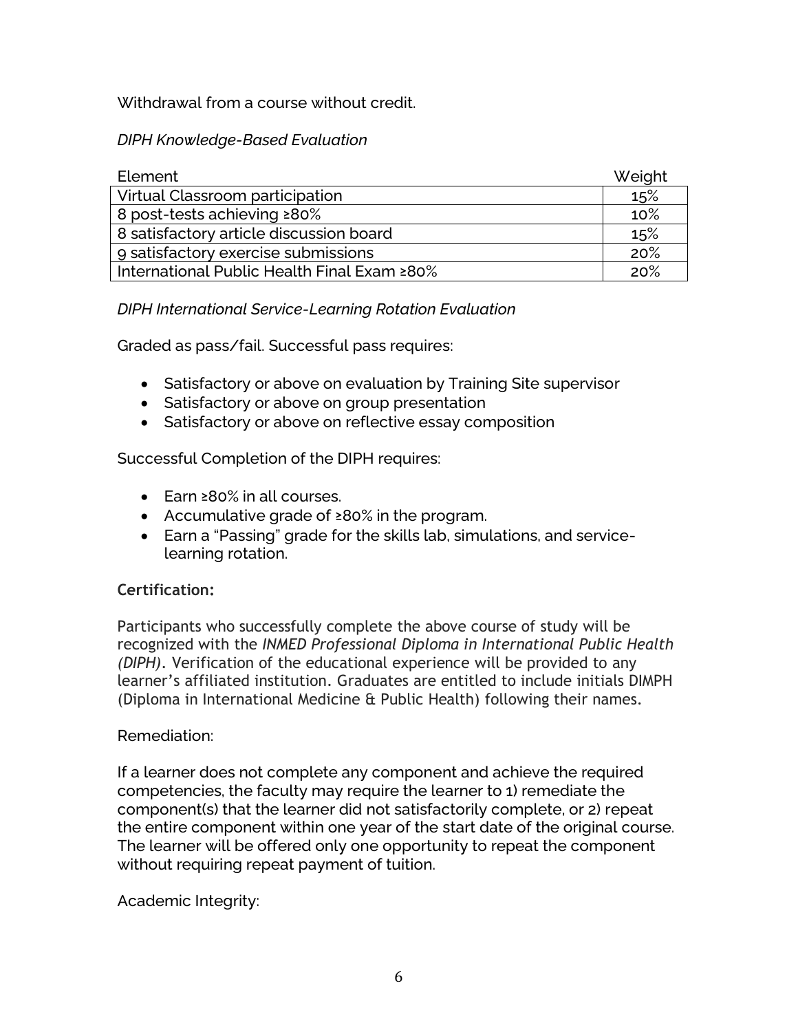Withdrawal from a course without credit.

*DIPH Knowledge-Based Evaluation*

| Element | Weight |
|---|---|
| Virtual Classroom participation | 15% |
| 8 post-tests achieving ≥80% | 10% |
| 8 satisfactory article discussion board | 15% |
| 9 satisfactory exercise submissions | 20% |
| International Public Health Final Exam ≥80% | 20% |

*DIPH International Service-Learning Rotation Evaluation*

Graded as pass/fail. Successful pass requires:

- Satisfactory or above on evaluation by Training Site supervisor
- Satisfactory or above on group presentation
- Satisfactory or above on reflective essay composition

Successful Completion of the DIPH requires:

- Earn ≥80% in all courses.
- Accumulative grade of ≥80% in the program.
- Earn a "Passing" grade for the skills lab, simulations, and service-learning rotation.

**Certification:**

Participants who successfully complete the above course of study will be recognized with the *INMED Professional Diploma in International Public Health (DIPH)*. Verification of the educational experience will be provided to any learner's affiliated institution. Graduates are entitled to include initials DIMPH (Diploma in International Medicine & Public Health) following their names.

Remediation:

If a learner does not complete any component and achieve the required competencies, the faculty may require the learner to 1) remediate the component(s) that the learner did not satisfactorily complete, or 2) repeat the entire component within one year of the start date of the original course. The learner will be offered only one opportunity to repeat the component without requiring repeat payment of tuition.

Academic Integrity: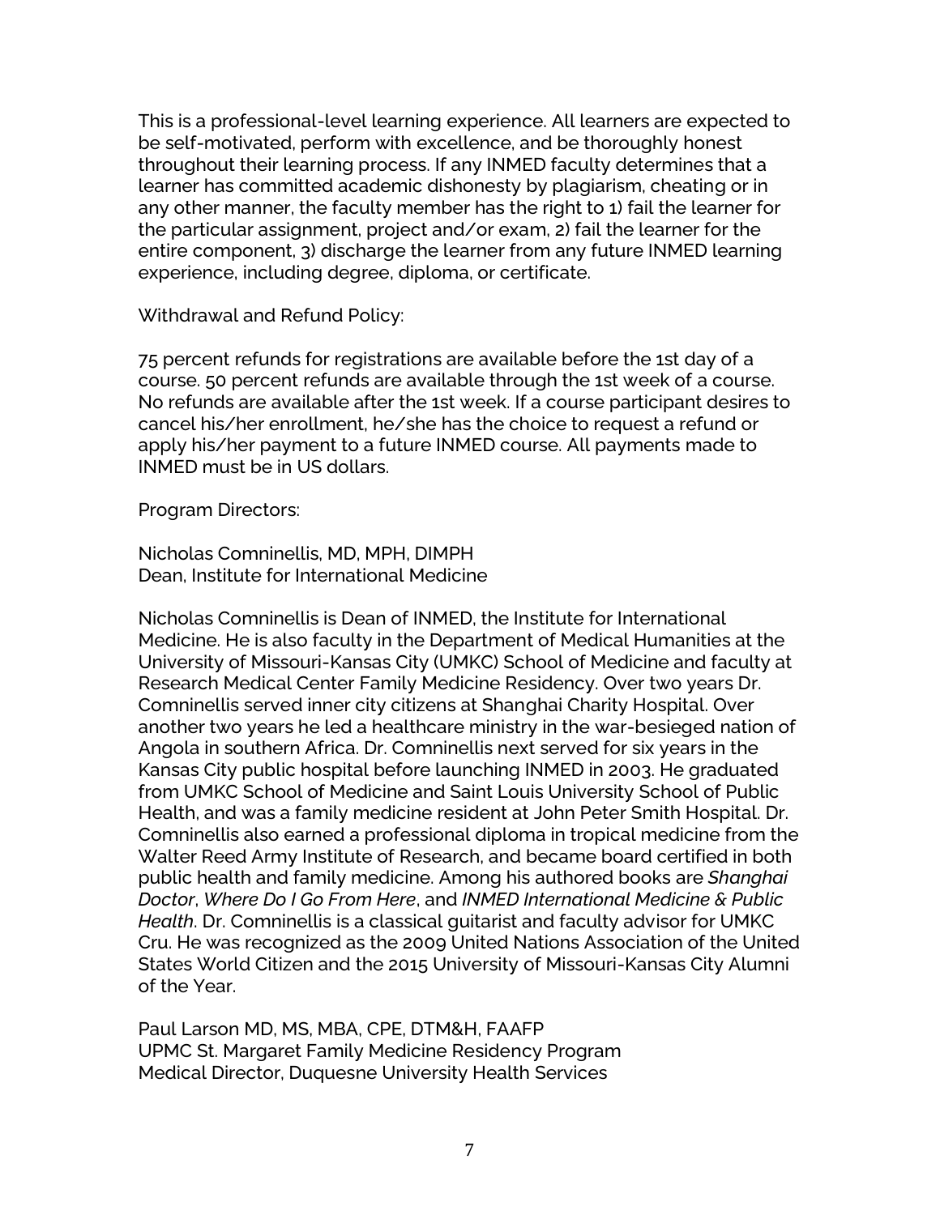This is a professional-level learning experience. All learners are expected to be self-motivated, perform with excellence, and be thoroughly honest throughout their learning process. If any INMED faculty determines that a learner has committed academic dishonesty by plagiarism, cheating or in any other manner, the faculty member has the right to 1) fail the learner for the particular assignment, project and/or exam, 2) fail the learner for the entire component, 3) discharge the learner from any future INMED learning experience, including degree, diploma, or certificate.

Withdrawal and Refund Policy:

75 percent refunds for registrations are available before the 1st day of a course. 50 percent refunds are available through the 1st week of a course. No refunds are available after the 1st week. If a course participant desires to cancel his/her enrollment, he/she has the choice to request a refund or apply his/her payment to a future INMED course. All payments made to INMED must be in US dollars.

Program Directors:

Nicholas Comninellis, MD, MPH, DIMPH
Dean, Institute for International Medicine

Nicholas Comninellis is Dean of INMED, the Institute for International Medicine. He is also faculty in the Department of Medical Humanities at the University of Missouri-Kansas City (UMKC) School of Medicine and faculty at Research Medical Center Family Medicine Residency. Over two years Dr. Comninellis served inner city citizens at Shanghai Charity Hospital. Over another two years he led a healthcare ministry in the war-besieged nation of Angola in southern Africa. Dr. Comninellis next served for six years in the Kansas City public hospital before launching INMED in 2003. He graduated from UMKC School of Medicine and Saint Louis University School of Public Health, and was a family medicine resident at John Peter Smith Hospital. Dr. Comninellis also earned a professional diploma in tropical medicine from the Walter Reed Army Institute of Research, and became board certified in both public health and family medicine. Among his authored books are *Shanghai Doctor*, *Where Do I Go From Here*, and *INMED International Medicine & Public Health*. Dr. Comninellis is a classical guitarist and faculty advisor for UMKC Cru. He was recognized as the 2009 United Nations Association of the United States World Citizen and the 2015 University of Missouri-Kansas City Alumni of the Year.

Paul Larson MD, MS, MBA, CPE, DTM&H, FAAFP
UPMC St. Margaret Family Medicine Residency Program
Medical Director, Duquesne University Health Services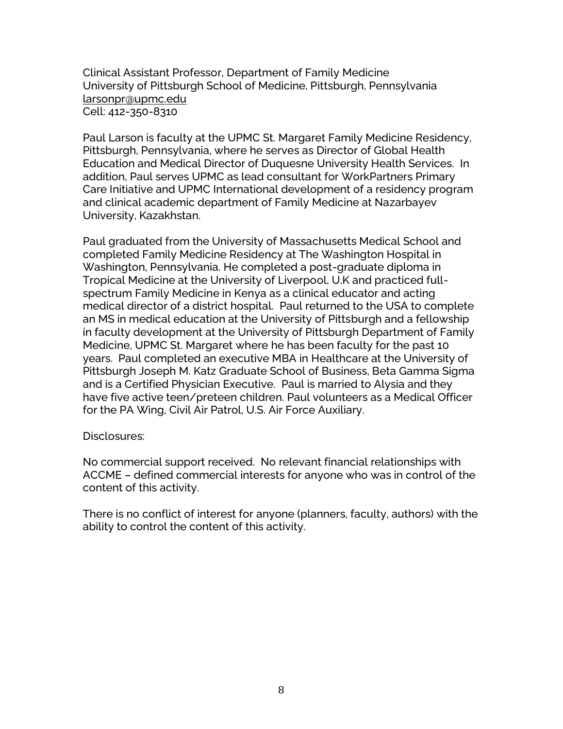Clinical Assistant Professor, Department of Family Medicine
University of Pittsburgh School of Medicine, Pittsburgh, Pennsylvania
larsonpr@upmc.edu
Cell: 412-350-8310

Paul Larson is faculty at the UPMC St. Margaret Family Medicine Residency, Pittsburgh, Pennsylvania, where he serves as Director of Global Health Education and Medical Director of Duquesne University Health Services. In addition, Paul serves UPMC as lead consultant for WorkPartners Primary Care Initiative and UPMC International development of a residency program and clinical academic department of Family Medicine at Nazarbayev University, Kazakhstan.

Paul graduated from the University of Massachusetts Medical School and completed Family Medicine Residency at The Washington Hospital in Washington, Pennsylvania. He completed a post-graduate diploma in Tropical Medicine at the University of Liverpool, U.K and practiced full-spectrum Family Medicine in Kenya as a clinical educator and acting medical director of a district hospital. Paul returned to the USA to complete an MS in medical education at the University of Pittsburgh and a fellowship in faculty development at the University of Pittsburgh Department of Family Medicine, UPMC St. Margaret where he has been faculty for the past 10 years. Paul completed an executive MBA in Healthcare at the University of Pittsburgh Joseph M. Katz Graduate School of Business, Beta Gamma Sigma and is a Certified Physician Executive. Paul is married to Alysia and they have five active teen/preteen children. Paul volunteers as a Medical Officer for the PA Wing, Civil Air Patrol, U.S. Air Force Auxiliary.

Disclosures:

No commercial support received. No relevant financial relationships with ACCME – defined commercial interests for anyone who was in control of the content of this activity.

There is no conflict of interest for anyone (planners, faculty, authors) with the ability to control the content of this activity.